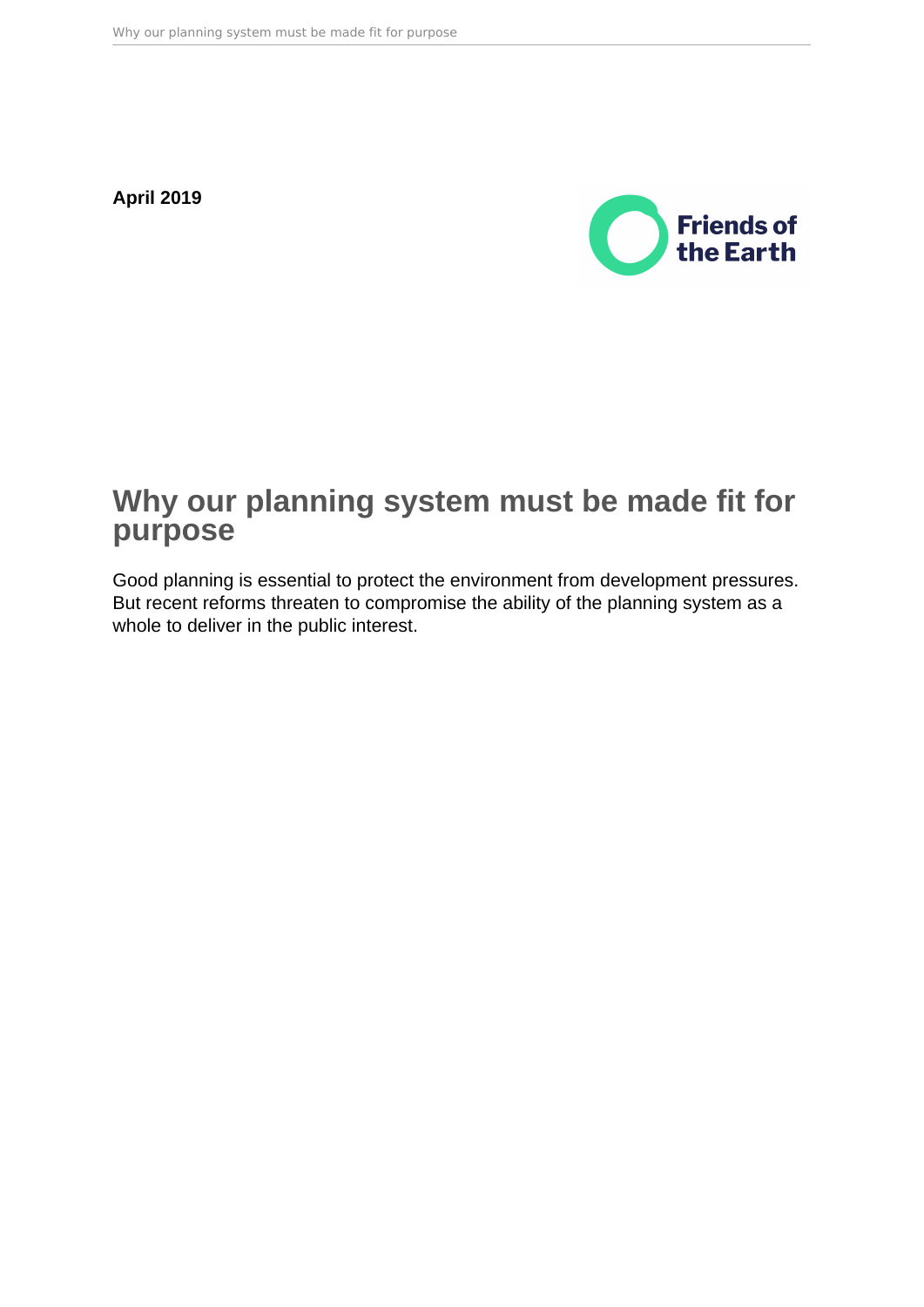**April 2019**

Friends of the Earth

# Why our planning system must be made fit for purpose

Good planning is essential to protect the environment from development pressures. But recent reforms threaten to compromise the ability of the planning system as a whole to deliver in the public interest.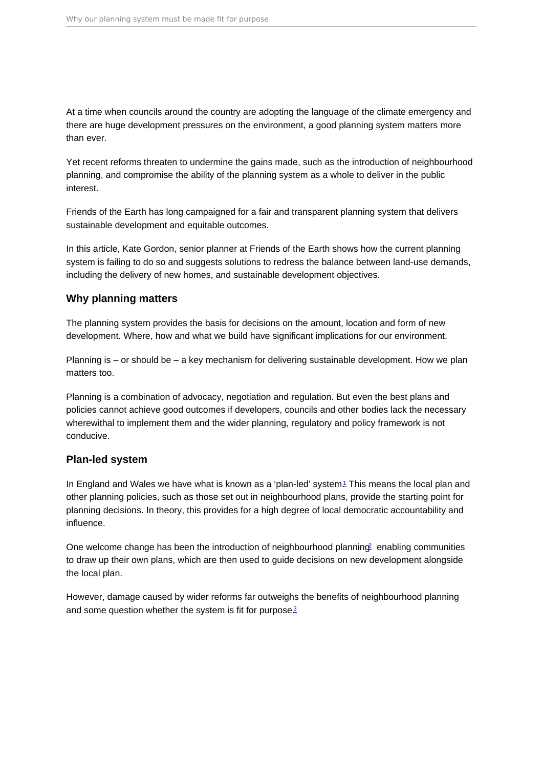At a time when councils around the country are adopting the language of the climate emergency and there are huge development pressures on the environment, a good planning system matters more than ever.

Yet recent reforms threaten to undermine the gains made, such as the introduction of neighbourhood planning, and compromise the ability of the planning system as a whole to deliver in the public interest.

Friends of the Earth has long campaigned for a fair and transparent planning system that delivers sustainable development and equitable outcomes.

In this article, Kate Gordon, senior planner at Friends of the Earth shows how the current planning system is failing to do so and suggests solutions to redress the balance between land-use demands, including the delivery of new homes, and sustainable development objectives.

## Why planning matters

The planning system provides the basis for decisions on the amount, location and form of new development. Where, how and what we build have significant implications for our environment.

Planning is – or should be – a key mechanism for delivering sustainable development. How we plan matters too.

Planning is a combination of advocacy, negotiation and regulation. But even the best plans and policies cannot achieve good outcomes if developers, councils and other bodies lack the necessary wherewithal to implement them and the wider planning, regulatory and policy framework is not conducive.

## Plan-led system

In England and Wales we have what is known as a 'plan-led' system[1] This means the local plan and other planning policies, such as those set out in neighbourhood plans, provide the starting point for planning decisions. In theory, this provides for a high degree of local democratic accountability and influence.

One welcome change has been the introduction of neighbourhood planning[2] enabling communities to draw up their own plans, which are then used to guide decisions on new development alongside the local plan.

However, damage caused by wider reforms far outweighs the benefits of neighbourhood planning and some question whether the system is fit for purpose[3]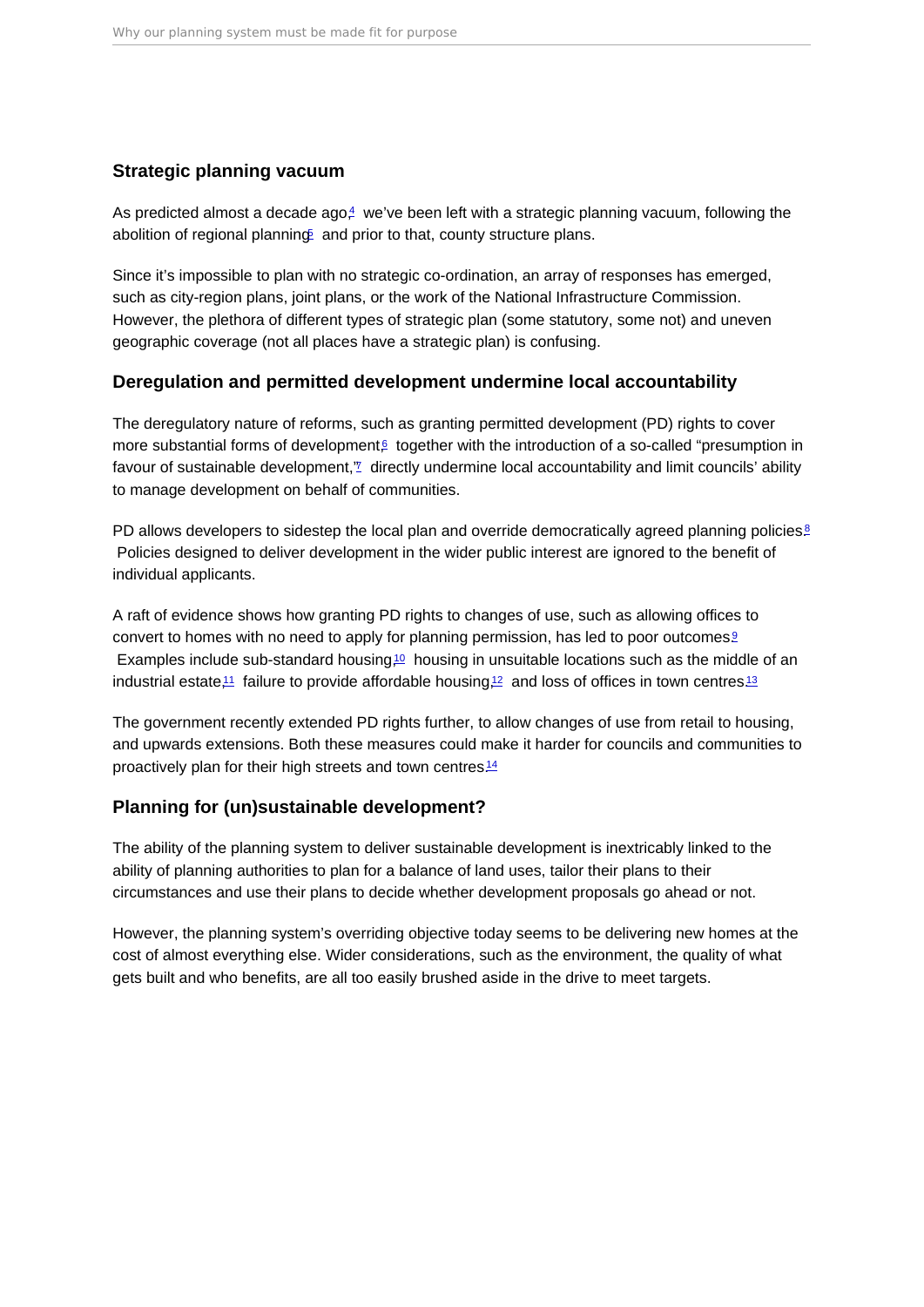## Strategic planning vacuum

As predicted almost a decade ago,[4] we've been left with a strategic planning vacuum, following the abolition of regional planning[5] and prior to that, county structure plans.

Since it's impossible to plan with no strategic co-ordination, an array of responses has emerged, such as city-region plans, joint plans, or the work of the National Infrastructure Commission. However, the plethora of different types of strategic plan (some statutory, some not) and uneven geographic coverage (not all places have a strategic plan) is confusing.

## Deregulation and permitted development undermine local accountability

The deregulatory nature of reforms, such as granting permitted development (PD) rights to cover more substantial forms of development,[6] together with the introduction of a so-called "presumption in favour of sustainable development,"[7] directly undermine local accountability and limit councils' ability to manage development on behalf of communities.

PD allows developers to sidestep the local plan and override democratically agreed planning policies.[8] Policies designed to deliver development in the wider public interest are ignored to the benefit of individual applicants.

A raft of evidence shows how granting PD rights to changes of use, such as allowing offices to convert to homes with no need to apply for planning permission, has led to poor outcomes.[9] Examples include sub-standard housing,[10] housing in unsuitable locations such as the middle of an industrial estate,[11] failure to provide affordable housing,[12] and loss of offices in town centres.[13]

The government recently extended PD rights further, to allow changes of use from retail to housing, and upwards extensions. Both these measures could make it harder for councils and communities to proactively plan for their high streets and town centres.[14]

## Planning for (un)sustainable development?

The ability of the planning system to deliver sustainable development is inextricably linked to the ability of planning authorities to plan for a balance of land uses, tailor their plans to their circumstances and use their plans to decide whether development proposals go ahead or not.

However, the planning system's overriding objective today seems to be delivering new homes at the cost of almost everything else. Wider considerations, such as the environment, the quality of what gets built and who benefits, are all too easily brushed aside in the drive to meet targets.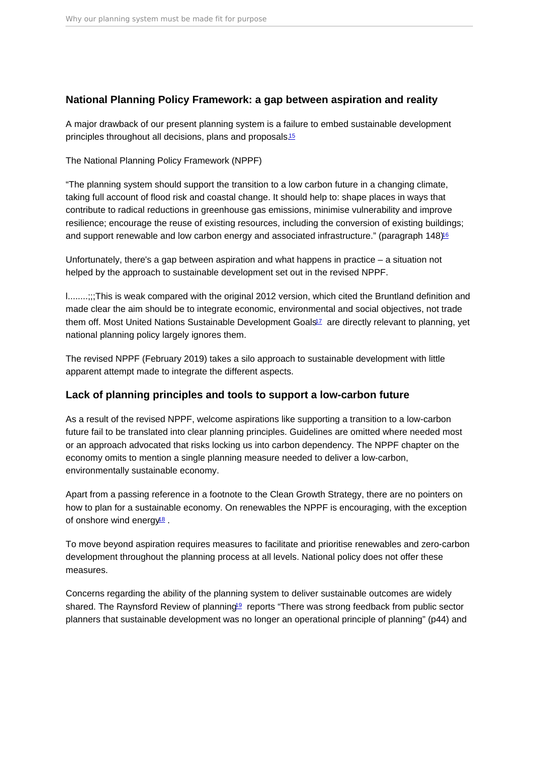## National Planning Policy Framework: a gap between aspiration and reality

A major drawback of our present planning system is a failure to embed sustainable development principles throughout all decisions, plans and proposals.[15]

The National Planning Policy Framework (NPPF)

“The planning system should support the transition to a low carbon future in a changing climate, taking full account of flood risk and coastal change. It should help to: shape places in ways that contribute to radical reductions in greenhouse gas emissions, minimise vulnerability and improve resilience; encourage the reuse of existing resources, including the conversion of existing buildings; and support renewable and low carbon energy and associated infrastructure.” (paragraph 148)[16]

Unfortunately, there's a gap between aspiration and what happens in practice – a situation not helped by the approach to sustainable development set out in the revised NPPF.

l........;;;This is weak compared with the original 2012 version, which cited the Bruntland definition and made clear the aim should be to integrate economic, environmental and social objectives, not trade them off. Most United Nations Sustainable Development Goals[17] are directly relevant to planning, yet national planning policy largely ignores them.

The revised NPPF (February 2019) takes a silo approach to sustainable development with little apparent attempt made to integrate the different aspects.

## Lack of planning principles and tools to support a low-carbon future

As a result of the revised NPPF, welcome aspirations like supporting a transition to a low-carbon future fail to be translated into clear planning principles. Guidelines are omitted where needed most or an approach advocated that risks locking us into carbon dependency. The NPPF chapter on the economy omits to mention a single planning measure needed to deliver a low-carbon, environmentally sustainable economy.

Apart from a passing reference in a footnote to the Clean Growth Strategy, there are no pointers on how to plan for a sustainable economy. On renewables the NPPF is encouraging, with the exception of onshore wind energy[18].

To move beyond aspiration requires measures to facilitate and prioritise renewables and zero-carbon development throughout the planning process at all levels. National policy does not offer these measures.

Concerns regarding the ability of the planning system to deliver sustainable outcomes are widely shared. The Raynsford Review of planning[19] reports “There was strong feedback from public sector planners that sustainable development was no longer an operational principle of planning” (p44) and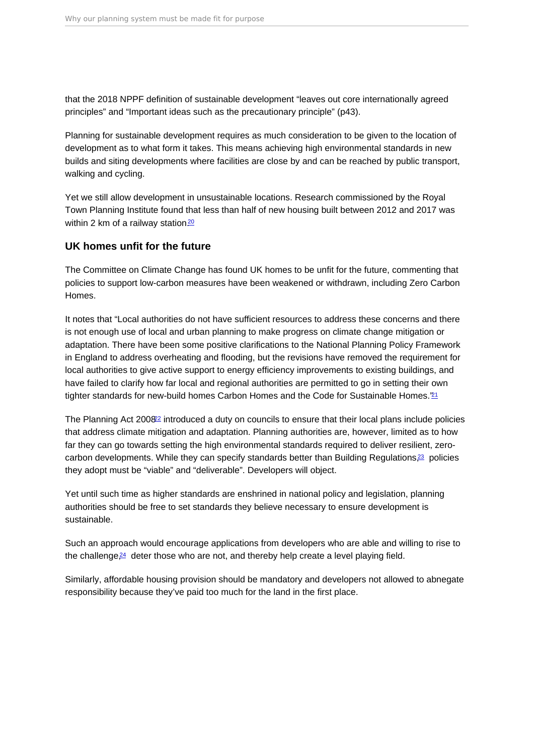that the 2018 NPPF definition of sustainable development “leaves out core internationally agreed principles” and “Important ideas such as the precautionary principle” (p43).

Planning for sustainable development requires as much consideration to be given to the location of development as to what form it takes. This means achieving high environmental standards in new builds and siting developments where facilities are close by and can be reached by public transport, walking and cycling.

Yet we still allow development in unsustainable locations. Research commissioned by the Royal Town Planning Institute found that less than half of new housing built between 2012 and 2017 was within 2 km of a railway station.[20]

## UK homes unfit for the future

The Committee on Climate Change has found UK homes to be unfit for the future, commenting that policies to support low-carbon measures have been weakened or withdrawn, including Zero Carbon Homes.

It notes that “Local authorities do not have sufficient resources to address these concerns and there is not enough use of local and urban planning to make progress on climate change mitigation or adaptation. There have been some positive clarifications to the National Planning Policy Framework in England to address overheating and flooding, but the revisions have removed the requirement for local authorities to give active support to energy efficiency improvements to existing buildings, and have failed to clarify how far local and regional authorities are permitted to go in setting their own tighter standards for new-build homes Carbon Homes and the Code for Sustainable Homes.”[21]

The Planning Act 2008[22] introduced a duty on councils to ensure that their local plans include policies that address climate mitigation and adaptation. Planning authorities are, however, limited as to how far they can go towards setting the high environmental standards required to deliver resilient, zero-carbon developments. While they can specify standards better than Building Regulations,[23] policies they adopt must be “viable” and “deliverable”. Developers will object.

Yet until such time as higher standards are enshrined in national policy and legislation, planning authorities should be free to set standards they believe necessary to ensure development is sustainable.

Such an approach would encourage applications from developers who are able and willing to rise to the challenge,[24] deter those who are not, and thereby help create a level playing field.

Similarly, affordable housing provision should be mandatory and developers not allowed to abnegate responsibility because they’ve paid too much for the land in the first place.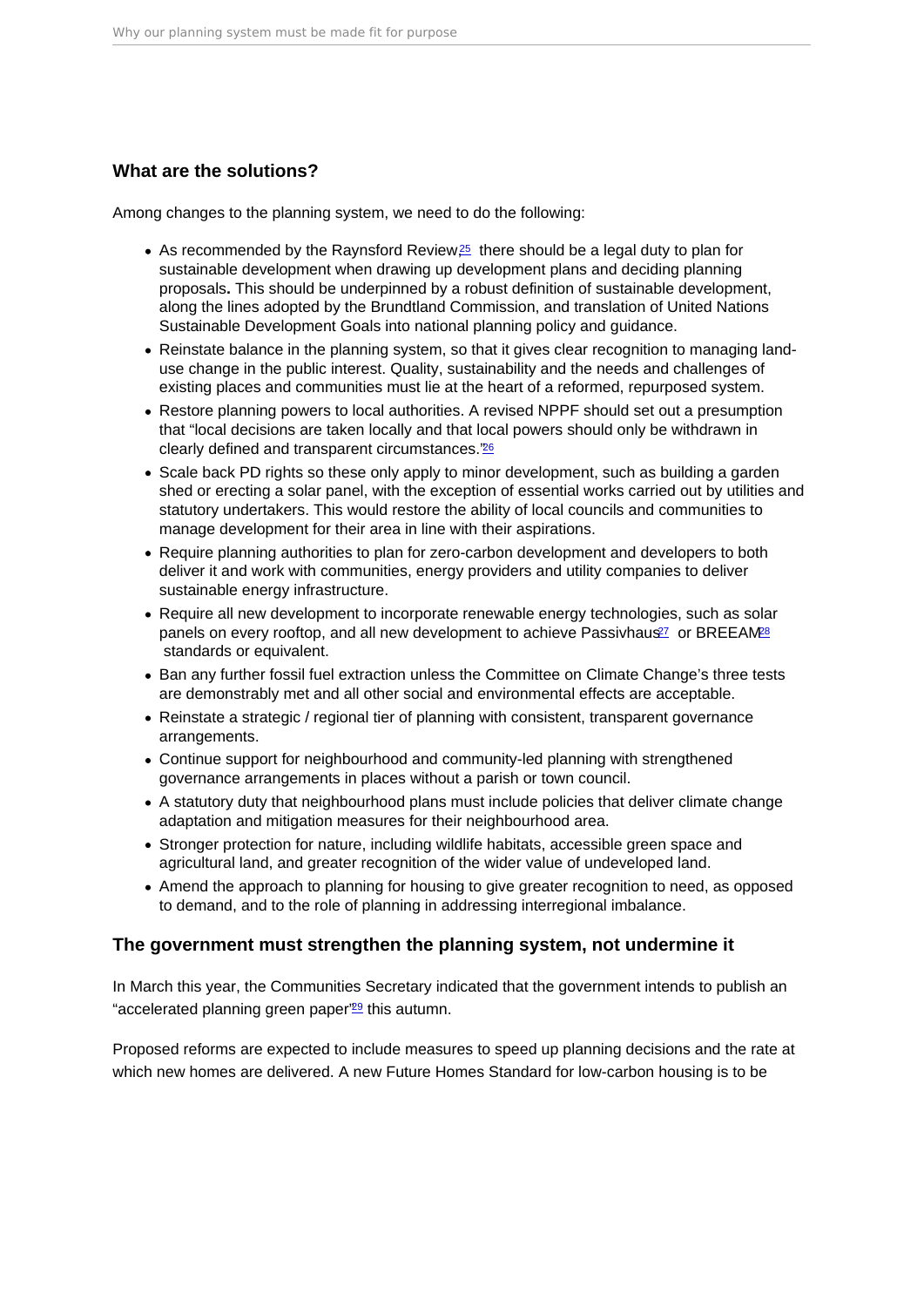## What are the solutions?

Among changes to the planning system, we need to do the following:

- As recommended by the Raynsford Review,[25] there should be a legal duty to plan for sustainable development when drawing up development plans and deciding planning proposals**.** This should be underpinned by a robust definition of sustainable development, along the lines adopted by the Brundtland Commission, and translation of United Nations Sustainable Development Goals into national planning policy and guidance.
- Reinstate balance in the planning system, so that it gives clear recognition to managing land-use change in the public interest. Quality, sustainability and the needs and challenges of existing places and communities must lie at the heart of a reformed, repurposed system.
- Restore planning powers to local authorities. A revised NPPF should set out a presumption that "local decisions are taken locally and that local powers should only be withdrawn in clearly defined and transparent circumstances."[26]
- Scale back PD rights so these only apply to minor development, such as building a garden shed or erecting a solar panel, with the exception of essential works carried out by utilities and statutory undertakers. This would restore the ability of local councils and communities to manage development for their area in line with their aspirations.
- Require planning authorities to plan for zero-carbon development and developers to both deliver it and work with communities, energy providers and utility companies to deliver sustainable energy infrastructure.
- Require all new development to incorporate renewable energy technologies, such as solar panels on every rooftop, and all new development to achieve Passivhaus[27] or BREEAM[28] standards or equivalent.
- Ban any further fossil fuel extraction unless the Committee on Climate Change's three tests are demonstrably met and all other social and environmental effects are acceptable.
- Reinstate a strategic / regional tier of planning with consistent, transparent governance arrangements.
- Continue support for neighbourhood and community-led planning with strengthened governance arrangements in places without a parish or town council.
- A statutory duty that neighbourhood plans must include policies that deliver climate change adaptation and mitigation measures for their neighbourhood area.
- Stronger protection for nature, including wildlife habitats, accessible green space and agricultural land, and greater recognition of the wider value of undeveloped land.
- Amend the approach to planning for housing to give greater recognition to need, as opposed to demand, and to the role of planning in addressing interregional imbalance.

## The government must strengthen the planning system, not undermine it

In March this year, the Communities Secretary indicated that the government intends to publish an "accelerated planning green paper"[29] this autumn.

Proposed reforms are expected to include measures to speed up planning decisions and the rate at which new homes are delivered. A new Future Homes Standard for low-carbon housing is to be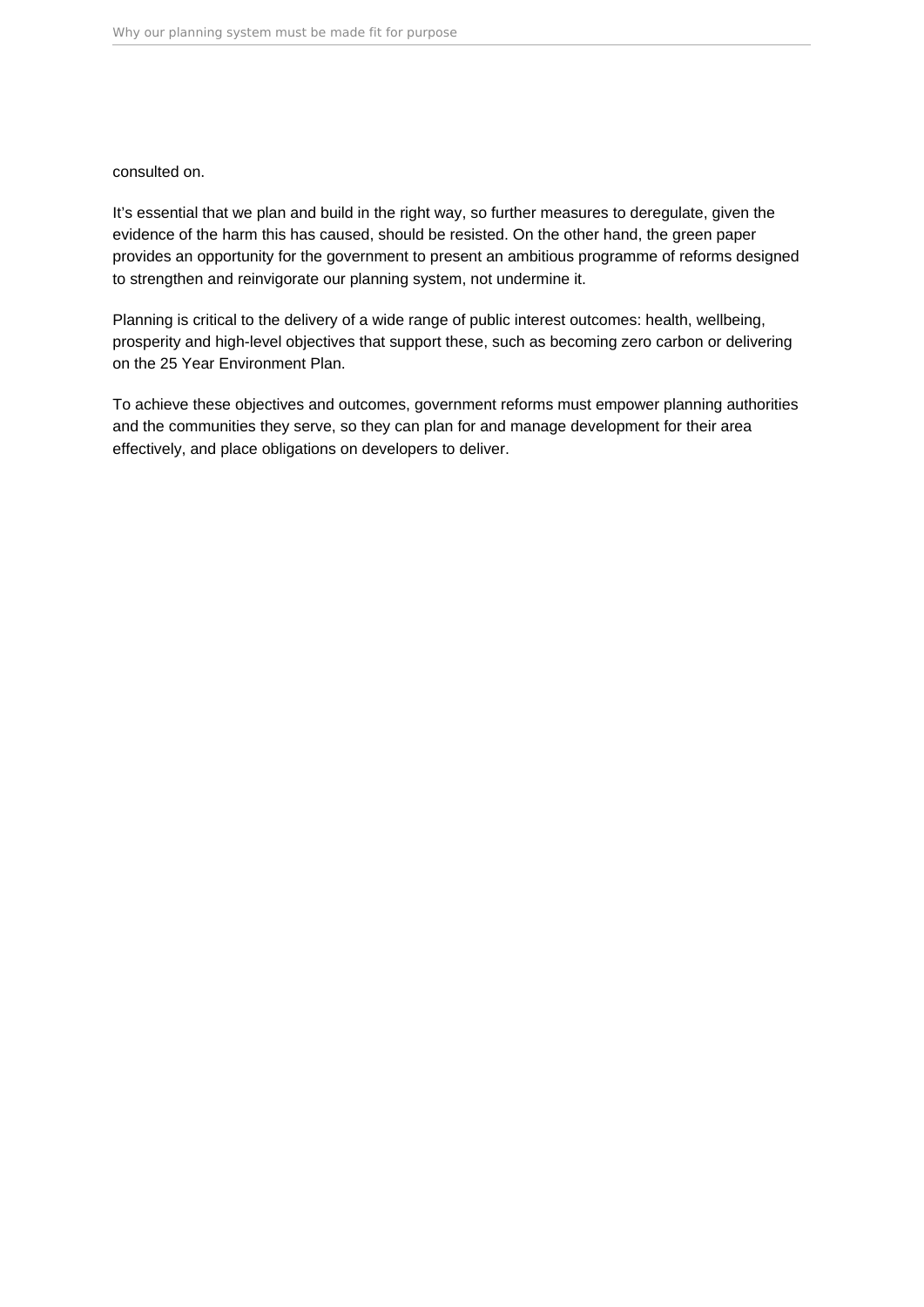consulted on.

It's essential that we plan and build in the right way, so further measures to deregulate, given the evidence of the harm this has caused, should be resisted. On the other hand, the green paper provides an opportunity for the government to present an ambitious programme of reforms designed to strengthen and reinvigorate our planning system, not undermine it.

Planning is critical to the delivery of a wide range of public interest outcomes: health, wellbeing, prosperity and high-level objectives that support these, such as becoming zero carbon or delivering on the 25 Year Environment Plan.

To achieve these objectives and outcomes, government reforms must empower planning authorities and the communities they serve, so they can plan for and manage development for their area effectively, and place obligations on developers to deliver.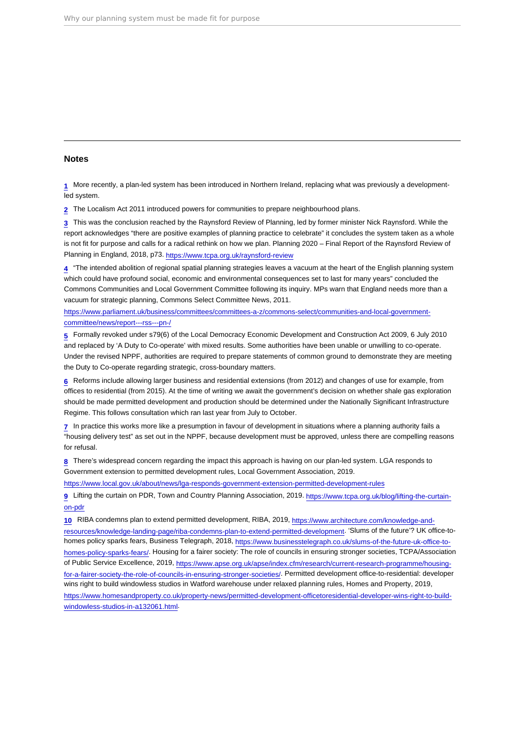## Notes

1 More recently, a plan-led system has been introduced in Northern Ireland, replacing what was previously a development-led system.

2 The Localism Act 2011 introduced powers for communities to prepare neighbourhood plans.

3 This was the conclusion reached by the Raynsford Review of Planning, led by former minister Nick Raynsford. While the report acknowledges "there are positive examples of planning practice to celebrate" it concludes the system taken as a whole is not fit for purpose and calls for a radical rethink on how we plan. Planning 2020 – Final Report of the Raynsford Review of Planning in England, 2018, p73. https://www.tcpa.org.uk/raynsford-review

4 "The intended abolition of regional spatial planning strategies leaves a vacuum at the heart of the English planning system which could have profound social, economic and environmental consequences set to last for many years" concluded the Commons Communities and Local Government Committee following its inquiry. MPs warn that England needs more than a vacuum for strategic planning, Commons Select Committee News, 2011.

https://www.parliament.uk/business/committees/committees-a-z/commons-select/communities-and-local-government-committee/news/report---rss---pn-/

5 Formally revoked under s79(6) of the Local Democracy Economic Development and Construction Act 2009, 6 July 2010 and replaced by 'A Duty to Co-operate' with mixed results. Some authorities have been unable or unwilling to co-operate. Under the revised NPPF, authorities are required to prepare statements of common ground to demonstrate they are meeting the Duty to Co-operate regarding strategic, cross-boundary matters.

6 Reforms include allowing larger business and residential extensions (from 2012) and changes of use for example, from offices to residential (from 2015). At the time of writing we await the government's decision on whether shale gas exploration should be made permitted development and production should be determined under the Nationally Significant Infrastructure Regime. This follows consultation which ran last year from July to October.

7 In practice this works more like a presumption in favour of development in situations where a planning authority fails a "housing delivery test" as set out in the NPPF, because development must be approved, unless there are compelling reasons for refusal.

8 There's widespread concern regarding the impact this approach is having on our plan-led system. LGA responds to Government extension to permitted development rules, Local Government Association, 2019.

https://www.local.gov.uk/about/news/lga-responds-government-extension-permitted-development-rules

9 Lifting the curtain on PDR, Town and Country Planning Association, 2019. https://www.tcpa.org.uk/blog/lifting-the-curtain-on-pdr

10 RIBA condemns plan to extend permitted development, RIBA, 2019, https://www.architecture.com/knowledge-and-resources/knowledge-landing-page/riba-condemns-plan-to-extend-permitted-development. 'Slums of the future'? UK office-to-homes policy sparks fears, Business Telegraph, 2018, https://www.businesstelegraph.co.uk/slums-of-the-future-uk-office-to-homes-policy-sparks-fears/. Housing for a fairer society: The role of councils in ensuring stronger societies, TCPA/Association of Public Service Excellence, 2019, https://www.apse.org.uk/apse/index.cfm/research/current-research-programme/housing-for-a-fairer-society-the-role-of-councils-in-ensuring-stronger-societies/. Permitted development office-to-residential: developer wins right to build windowless studios in Watford warehouse under relaxed planning rules, Homes and Property, 2019, https://www.homesandproperty.co.uk/property-news/permitted-development-officetoresidential-developer-wins-right-to-build-windowless-studios-in-a132061.html.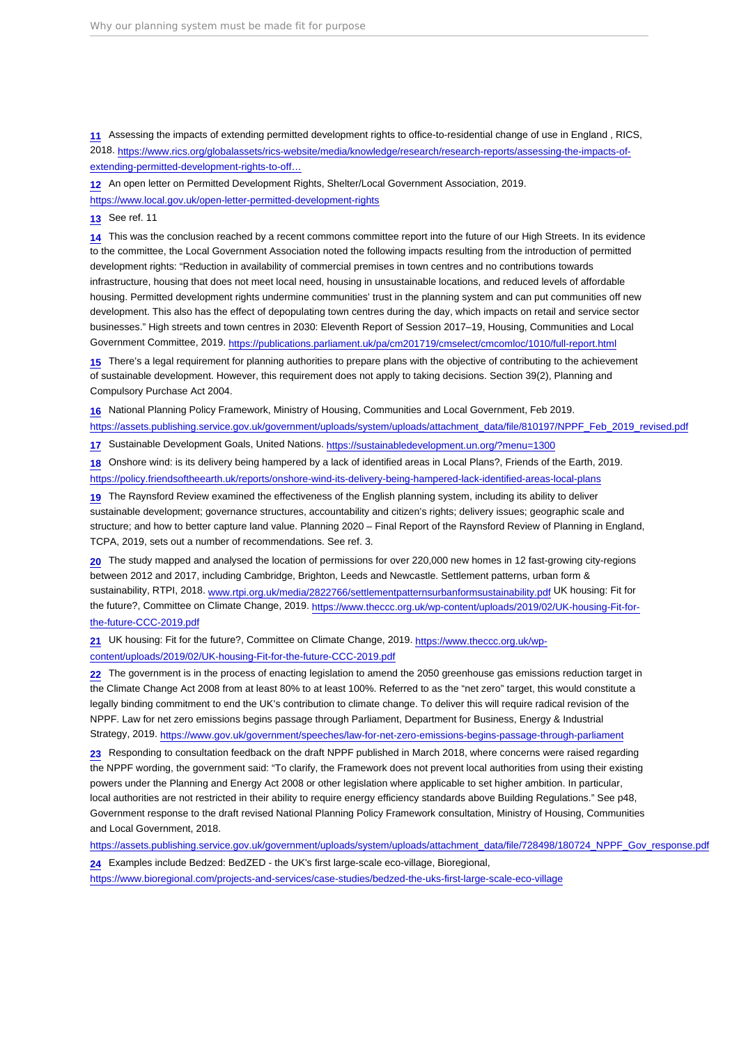11 Assessing the impacts of extending permitted development rights to office-to-residential change of use in England , RICS, 2018. https://www.rics.org/globalassets/rics-website/media/knowledge/research/research-reports/assessing-the-impacts-of-extending-permitted-development-rights-to-off…

12 An open letter on Permitted Development Rights, Shelter/Local Government Association, 2019. https://www.local.gov.uk/open-letter-permitted-development-rights

13 See ref. 11

14 This was the conclusion reached by a recent commons committee report into the future of our High Streets. In its evidence to the committee, the Local Government Association noted the following impacts resulting from the introduction of permitted development rights: "Reduction in availability of commercial premises in town centres and no contributions towards infrastructure, housing that does not meet local need, housing in unsustainable locations, and reduced levels of affordable housing. Permitted development rights undermine communities' trust in the planning system and can put communities off new development. This also has the effect of depopulating town centres during the day, which impacts on retail and service sector businesses." High streets and town centres in 2030: Eleventh Report of Session 2017–19, Housing, Communities and Local Government Committee, 2019. https://publications.parliament.uk/pa/cm201719/cmselect/cmcomloc/1010/full-report.html

15 There's a legal requirement for planning authorities to prepare plans with the objective of contributing to the achievement of sustainable development. However, this requirement does not apply to taking decisions. Section 39(2), Planning and Compulsory Purchase Act 2004.

16 National Planning Policy Framework, Ministry of Housing, Communities and Local Government, Feb 2019. https://assets.publishing.service.gov.uk/government/uploads/system/uploads/attachment_data/file/810197/NPPF_Feb_2019_revised.pdf

17 Sustainable Development Goals, United Nations. https://sustainabledevelopment.un.org/?menu=1300

18 Onshore wind: is its delivery being hampered by a lack of identified areas in Local Plans?, Friends of the Earth, 2019. https://policy.friendsoftheearth.uk/reports/onshore-wind-its-delivery-being-hampered-lack-identified-areas-local-plans

19 The Raynsford Review examined the effectiveness of the English planning system, including its ability to deliver sustainable development; governance structures, accountability and citizen's rights; delivery issues; geographic scale and structure; and how to better capture land value. Planning 2020 – Final Report of the Raynsford Review of Planning in England, TCPA, 2019, sets out a number of recommendations. See ref. 3.

20 The study mapped and analysed the location of permissions for over 220,000 new homes in 12 fast-growing city-regions between 2012 and 2017, including Cambridge, Brighton, Leeds and Newcastle. Settlement patterns, urban form & sustainability, RTPI, 2018. www.rtpi.org.uk/media/2822766/settlementpatternsurbanformsustainability.pdf UK housing: Fit for the future?, Committee on Climate Change, 2019. https://www.theccc.org.uk/wp-content/uploads/2019/02/UK-housing-Fit-for-the-future-CCC-2019.pdf

21 UK housing: Fit for the future?, Committee on Climate Change, 2019. https://www.theccc.org.uk/wp-content/uploads/2019/02/UK-housing-Fit-for-the-future-CCC-2019.pdf

22 The government is in the process of enacting legislation to amend the 2050 greenhouse gas emissions reduction target in the Climate Change Act 2008 from at least 80% to at least 100%. Referred to as the "net zero" target, this would constitute a legally binding commitment to end the UK's contribution to climate change. To deliver this will require radical revision of the NPPF. Law for net zero emissions begins passage through Parliament, Department for Business, Energy & Industrial Strategy, 2019. https://www.gov.uk/government/speeches/law-for-net-zero-emissions-begins-passage-through-parliament

23 Responding to consultation feedback on the draft NPPF published in March 2018, where concerns were raised regarding the NPPF wording, the government said: "To clarify, the Framework does not prevent local authorities from using their existing powers under the Planning and Energy Act 2008 or other legislation where applicable to set higher ambition. In particular, local authorities are not restricted in their ability to require energy efficiency standards above Building Regulations." See p48, Government response to the draft revised National Planning Policy Framework consultation, Ministry of Housing, Communities and Local Government, 2018. https://assets.publishing.service.gov.uk/government/uploads/system/uploads/attachment_data/file/728498/180724_NPPF_Gov_response.pdf

24 Examples include Bedzed: BedZED - the UK's first large-scale eco-village, Bioregional, https://www.bioregional.com/projects-and-services/case-studies/bedzed-the-uks-first-large-scale-eco-village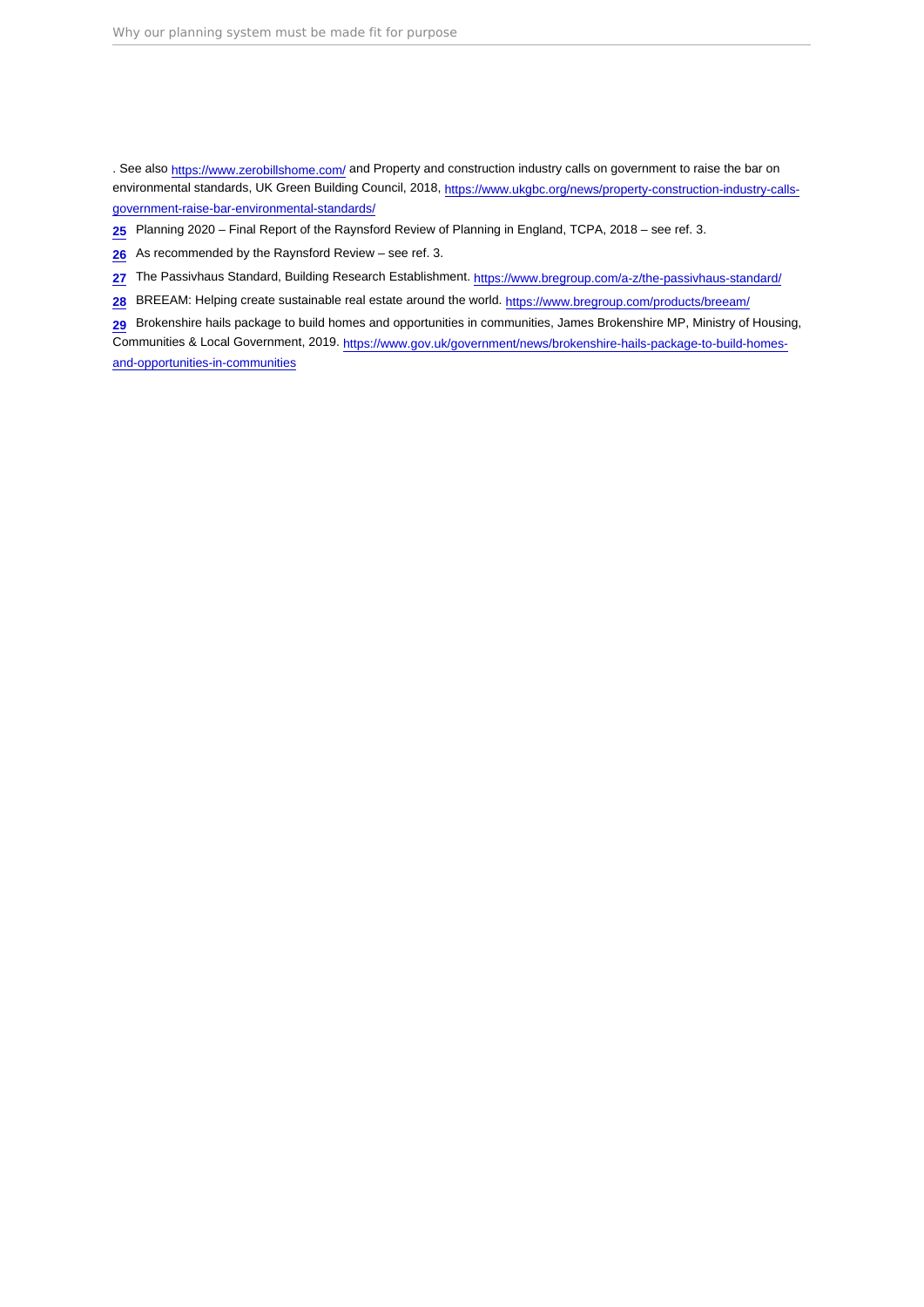. See also https://www.zerobillshome.com/ and Property and construction industry calls on government to raise the bar on environmental standards, UK Green Building Council, 2018, https://www.ukgbc.org/news/property-construction-industry-calls-government-raise-bar-environmental-standards/

25 Planning 2020 – Final Report of the Raynsford Review of Planning in England, TCPA, 2018 – see ref. 3.

26 As recommended by the Raynsford Review – see ref. 3.

27 The Passivhaus Standard, Building Research Establishment. https://www.bregroup.com/a-z/the-passivhaus-standard/

28 BREEAM: Helping create sustainable real estate around the world. https://www.bregroup.com/products/breeam/

29 Brokenshire hails package to build homes and opportunities in communities, James Brokenshire MP, Ministry of Housing, Communities & Local Government, 2019. https://www.gov.uk/government/news/brokenshire-hails-package-to-build-homes-and-opportunities-in-communities